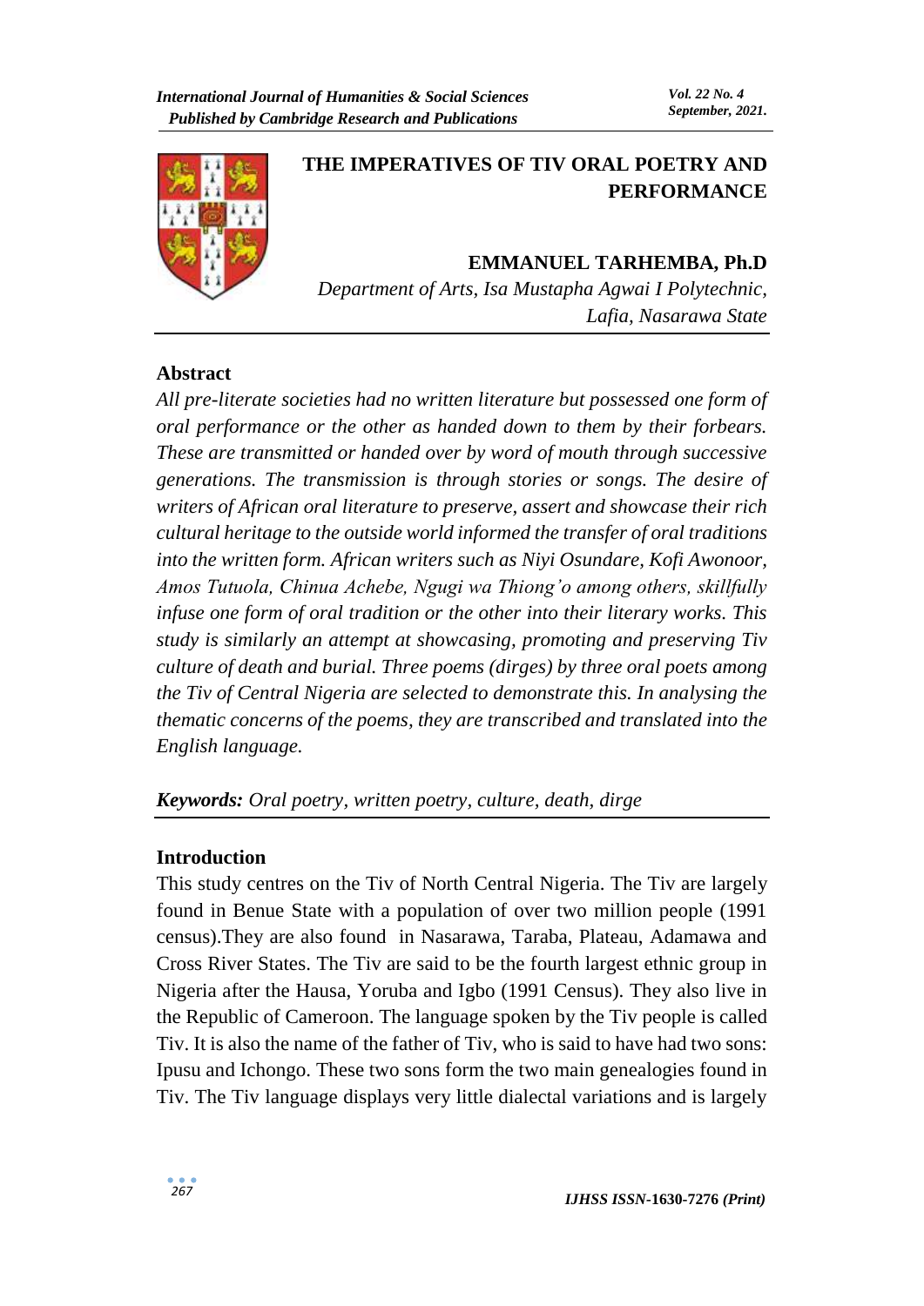# THE IMPERATIVES OF TIV ORAL POETRY AND PERFORMANCE

**EMMANUEL TARHEMBA, Ph.D**

*Department of Arts, Isa Mustapha Agwai I Polytechnic, Lafia, Nasarawa State*

## Abstract

*All pre-literate societies had no written literature but possessed one form of oral performance or the other as handed down to them by their forbears. These are transmitted or handed over by word of mouth through successive generations. The transmission is through stories or songs. The desire of writers of African oral literature to preserve, assert and showcase their rich cultural heritage to the outside world informed the transfer of oral traditions into the written form. African writers such as Niyi Osundare, Kofi Awonoor, Amos Tutuola, Chinua Achebe, Ngugi wa Thiong'o among others, skillfully infuse one form of oral tradition or the other into their literary works. This study is similarly an attempt at showcasing, promoting and preserving Tiv culture of death and burial. Three poems (dirges) by three oral poets among the Tiv of Central Nigeria are selected to demonstrate this. In analysing the thematic concerns of the poems, they are transcribed and translated into the English language.*

***Keywords:*** *Oral poetry, written poetry, culture, death, dirge*

## Introduction

This study centres on the Tiv of North Central Nigeria. The Tiv are largely found in Benue State with a population of over two million people (1991 census).They are also found in Nasarawa, Taraba, Plateau, Adamawa and Cross River States. The Tiv are said to be the fourth largest ethnic group in Nigeria after the Hausa, Yoruba and Igbo (1991 Census). They also live in the Republic of Cameroon. The language spoken by the Tiv people is called Tiv. It is also the name of the father of Tiv, who is said to have had two sons: Ipusu and Ichongo. These two sons form the two main genealogies found in Tiv. The Tiv language displays very little dialectal variations and is largely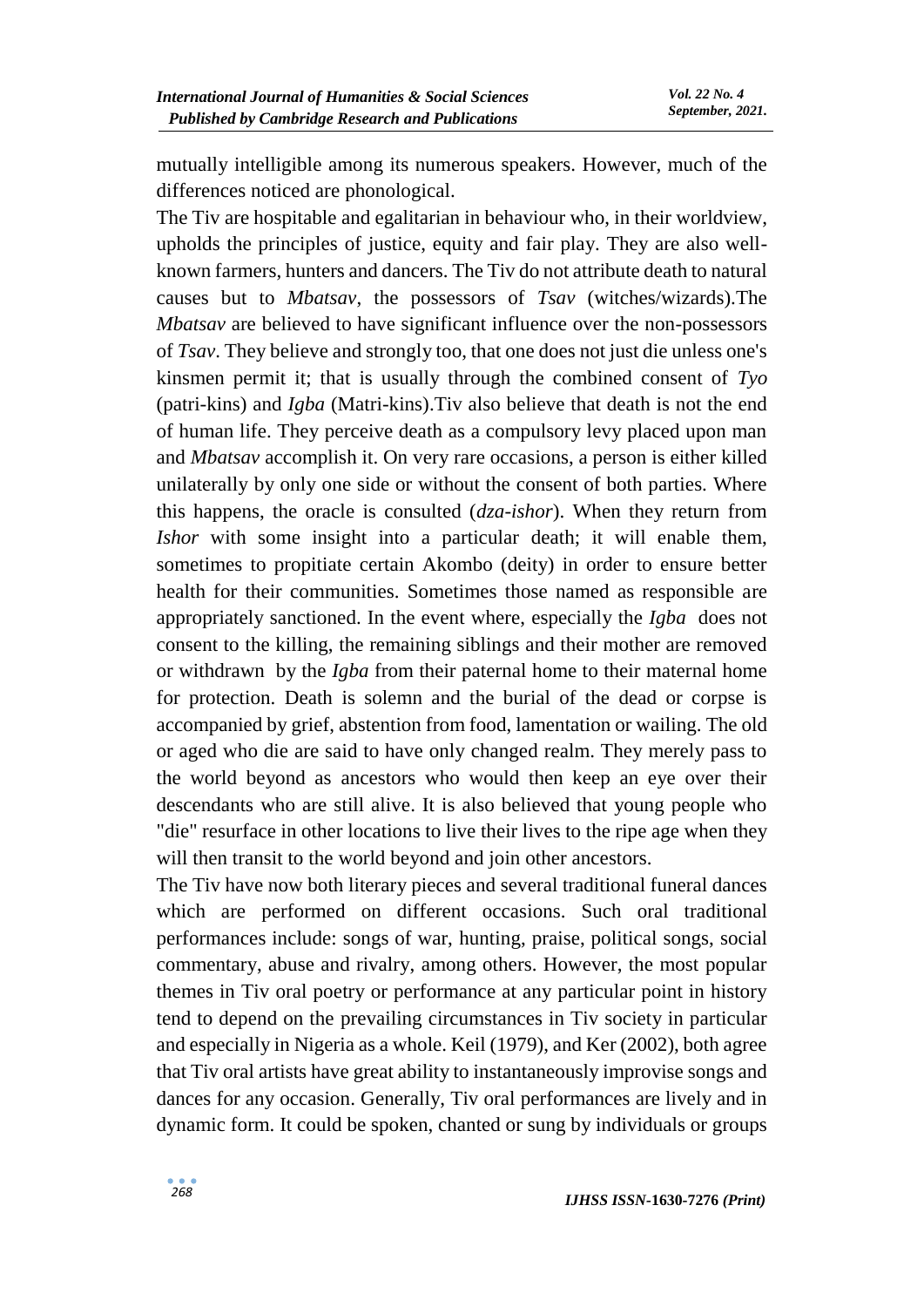mutually intelligible among its numerous speakers. However, much of the differences noticed are phonological.

The Tiv are hospitable and egalitarian in behaviour who, in their worldview, upholds the principles of justice, equity and fair play. They are also well-known farmers, hunters and dancers. The Tiv do not attribute death to natural causes but to *Mbatsav*, the possessors of *Tsav* (witches/wizards).The *Mbatsav* are believed to have significant influence over the non-possessors of *Tsav*. They believe and strongly too, that one does not just die unless one's kinsmen permit it; that is usually through the combined consent of *Tyo* (patri-kins) and *Igba* (Matri-kins).Tiv also believe that death is not the end of human life. They perceive death as a compulsory levy placed upon man and *Mbatsav* accomplish it. On very rare occasions, a person is either killed unilaterally by only one side or without the consent of both parties. Where this happens, the oracle is consulted (*dza-ishor*). When they return from *Ishor* with some insight into a particular death; it will enable them, sometimes to propitiate certain Akombo (deity) in order to ensure better health for their communities. Sometimes those named as responsible are appropriately sanctioned. In the event where, especially the *Igba* does not consent to the killing, the remaining siblings and their mother are removed or withdrawn by the *Igba* from their paternal home to their maternal home for protection. Death is solemn and the burial of the dead or corpse is accompanied by grief, abstention from food, lamentation or wailing. The old or aged who die are said to have only changed realm. They merely pass to the world beyond as ancestors who would then keep an eye over their descendants who are still alive. It is also believed that young people who "die" resurface in other locations to live their lives to the ripe age when they will then transit to the world beyond and join other ancestors.

The Tiv have now both literary pieces and several traditional funeral dances which are performed on different occasions. Such oral traditional performances include: songs of war, hunting, praise, political songs, social commentary, abuse and rivalry, among others. However, the most popular themes in Tiv oral poetry or performance at any particular point in history tend to depend on the prevailing circumstances in Tiv society in particular and especially in Nigeria as a whole. Keil (1979), and Ker (2002), both agree that Tiv oral artists have great ability to instantaneously improvise songs and dances for any occasion. Generally, Tiv oral performances are lively and in dynamic form. It could be spoken, chanted or sung by individuals or groups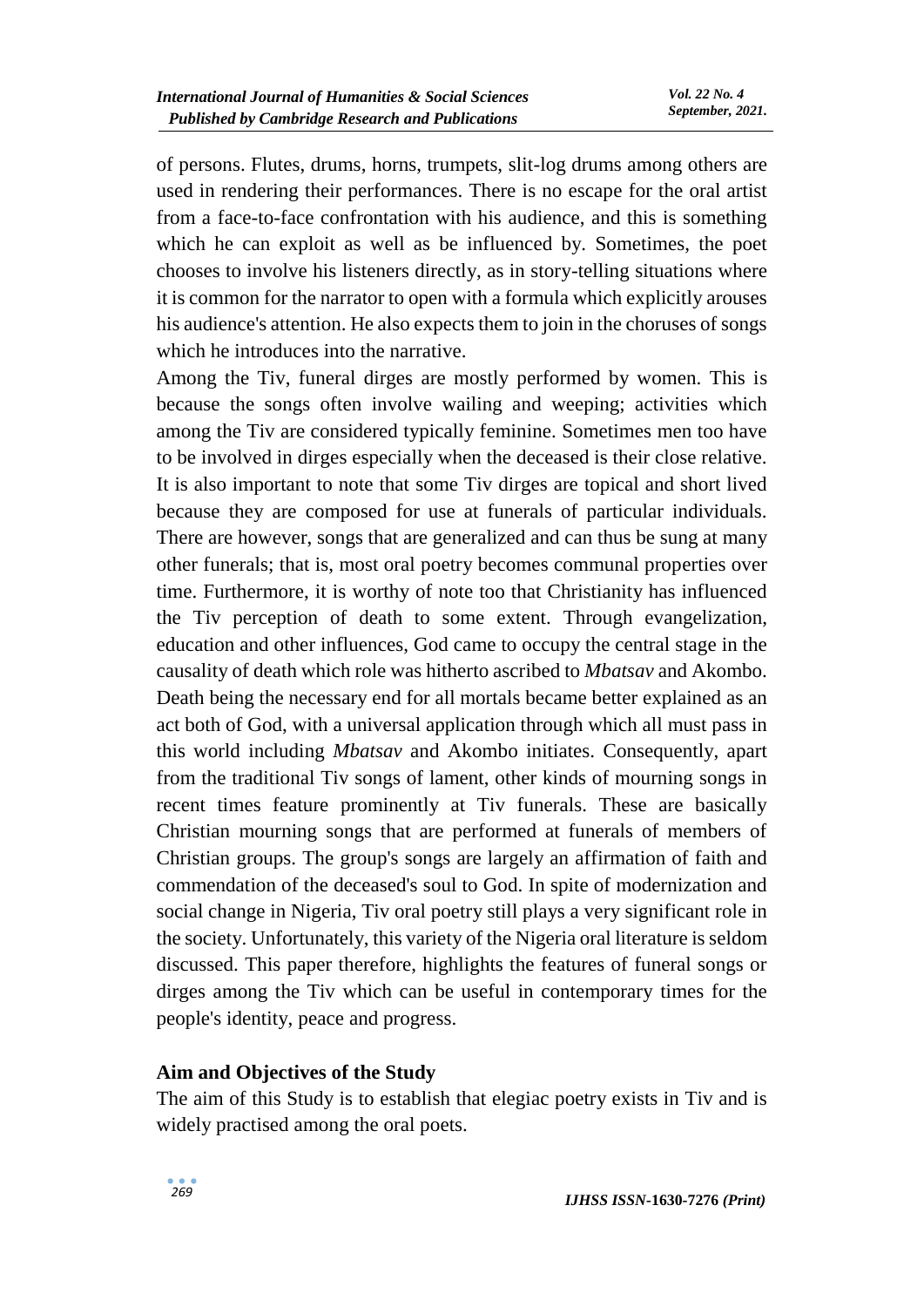of persons. Flutes, drums, horns, trumpets, slit-log drums among others are used in rendering their performances. There is no escape for the oral artist from a face-to-face confrontation with his audience, and this is something which he can exploit as well as be influenced by. Sometimes, the poet chooses to involve his listeners directly, as in story-telling situations where it is common for the narrator to open with a formula which explicitly arouses his audience's attention. He also expects them to join in the choruses of songs which he introduces into the narrative.

Among the Tiv, funeral dirges are mostly performed by women. This is because the songs often involve wailing and weeping; activities which among the Tiv are considered typically feminine. Sometimes men too have to be involved in dirges especially when the deceased is their close relative. It is also important to note that some Tiv dirges are topical and short lived because they are composed for use at funerals of particular individuals. There are however, songs that are generalized and can thus be sung at many other funerals; that is, most oral poetry becomes communal properties over time. Furthermore, it is worthy of note too that Christianity has influenced the Tiv perception of death to some extent. Through evangelization, education and other influences, God came to occupy the central stage in the causality of death which role was hitherto ascribed to *Mbatsav* and Akombo. Death being the necessary end for all mortals became better explained as an act both of God, with a universal application through which all must pass in this world including *Mbatsav* and Akombo initiates. Consequently, apart from the traditional Tiv songs of lament, other kinds of mourning songs in recent times feature prominently at Tiv funerals. These are basically Christian mourning songs that are performed at funerals of members of Christian groups. The group's songs are largely an affirmation of faith and commendation of the deceased's soul to God. In spite of modernization and social change in Nigeria, Tiv oral poetry still plays a very significant role in the society. Unfortunately, this variety of the Nigeria oral literature is seldom discussed. This paper therefore, highlights the features of funeral songs or dirges among the Tiv which can be useful in contemporary times for the people's identity, peace and progress.

## Aim and Objectives of the Study

The aim of this Study is to establish that elegiac poetry exists in Tiv and is widely practised among the oral poets.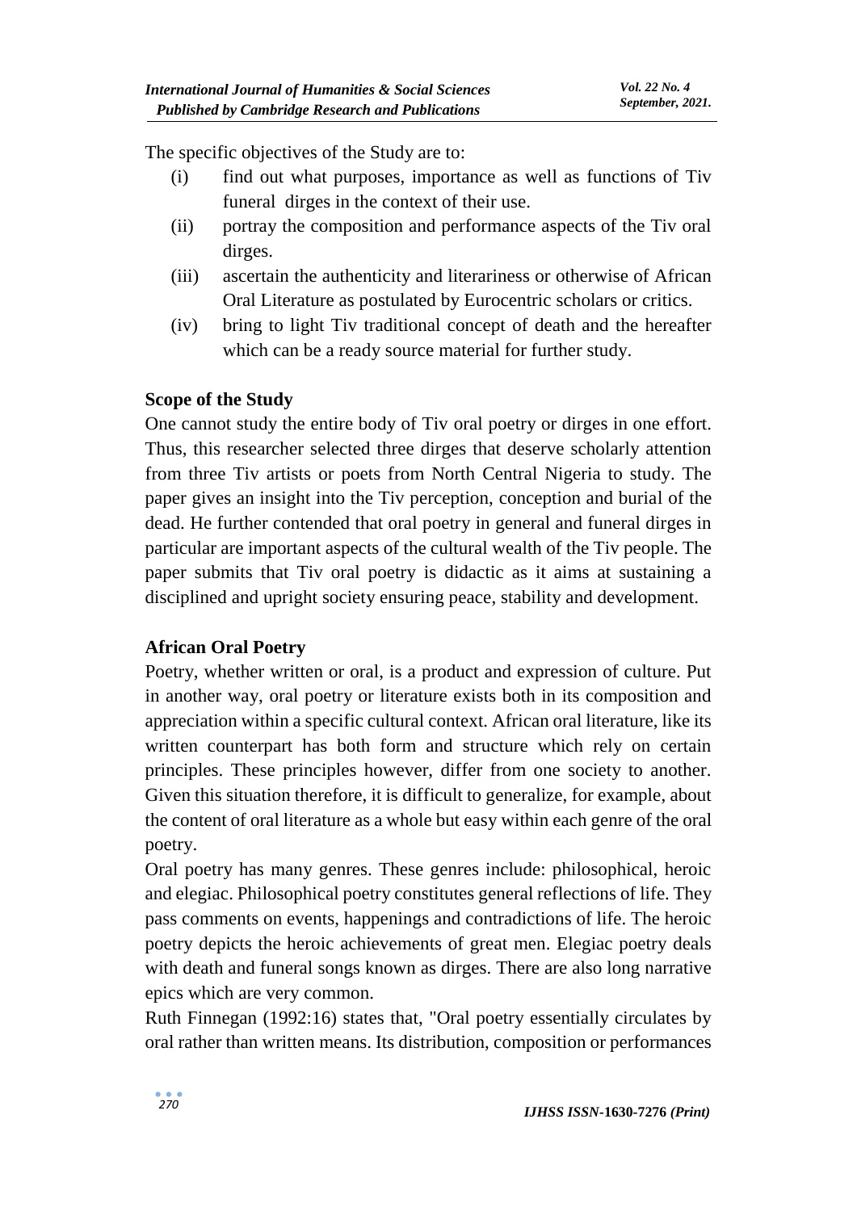The specific objectives of the Study are to:

(i) find out what purposes, importance as well as functions of Tiv funeral dirges in the context of their use.
(ii) portray the composition and performance aspects of the Tiv oral dirges.
(iii) ascertain the authenticity and literariness or otherwise of African Oral Literature as postulated by Eurocentric scholars or critics.
(iv) bring to light Tiv traditional concept of death and the hereafter which can be a ready source material for further study.

## Scope of the Study

One cannot study the entire body of Tiv oral poetry or dirges in one effort. Thus, this researcher selected three dirges that deserve scholarly attention from three Tiv artists or poets from North Central Nigeria to study. The paper gives an insight into the Tiv perception, conception and burial of the dead. He further contended that oral poetry in general and funeral dirges in particular are important aspects of the cultural wealth of the Tiv people. The paper submits that Tiv oral poetry is didactic as it aims at sustaining a disciplined and upright society ensuring peace, stability and development.

## African Oral Poetry

Poetry, whether written or oral, is a product and expression of culture. Put in another way, oral poetry or literature exists both in its composition and appreciation within a specific cultural context. African oral literature, like its written counterpart has both form and structure which rely on certain principles. These principles however, differ from one society to another. Given this situation therefore, it is difficult to generalize, for example, about the content of oral literature as a whole but easy within each genre of the oral poetry.

Oral poetry has many genres. These genres include: philosophical, heroic and elegiac. Philosophical poetry constitutes general reflections of life. They pass comments on events, happenings and contradictions of life. The heroic poetry depicts the heroic achievements of great men. Elegiac poetry deals with death and funeral songs known as dirges. There are also long narrative epics which are very common.

Ruth Finnegan (1992:16) states that, "Oral poetry essentially circulates by oral rather than written means. Its distribution, composition or performances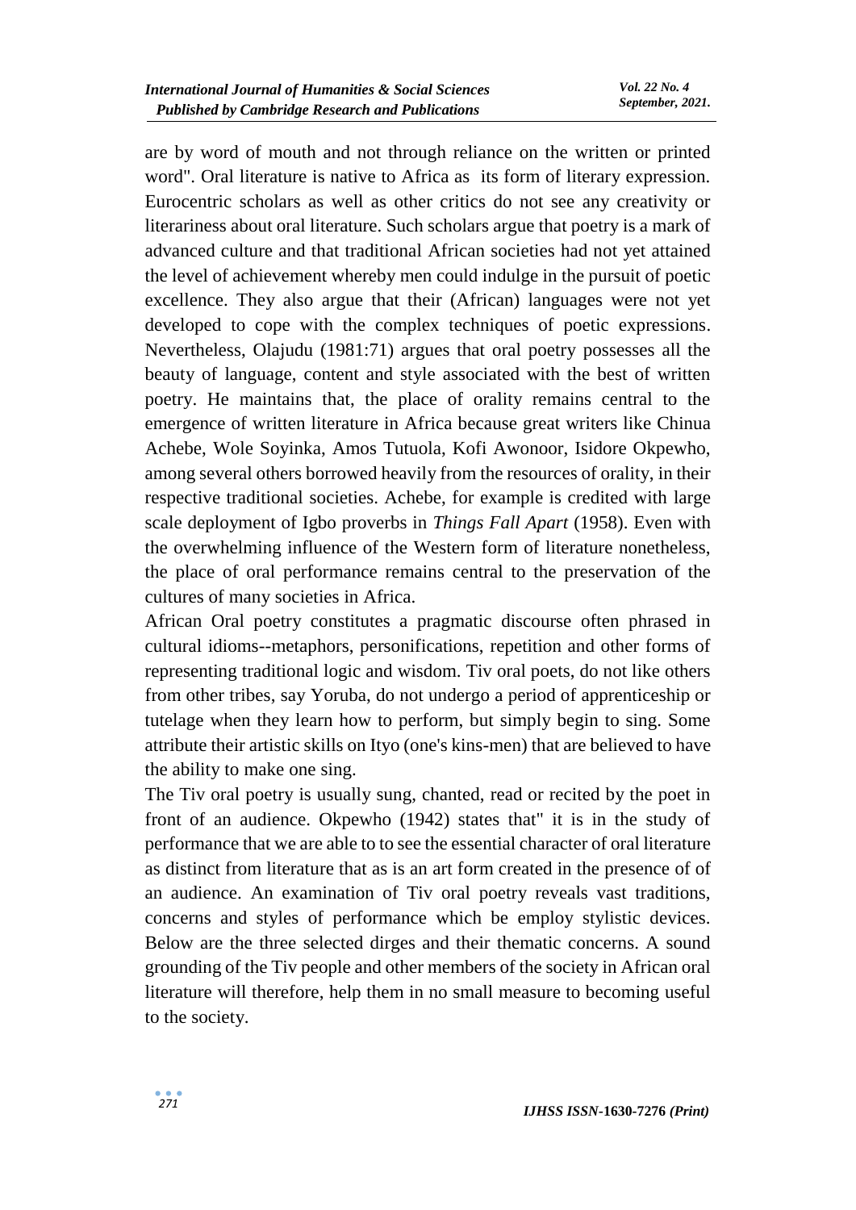are by word of mouth and not through reliance on the written or printed word". Oral literature is native to Africa as its form of literary expression. Eurocentric scholars as well as other critics do not see any creativity or literariness about oral literature. Such scholars argue that poetry is a mark of advanced culture and that traditional African societies had not yet attained the level of achievement whereby men could indulge in the pursuit of poetic excellence. They also argue that their (African) languages were not yet developed to cope with the complex techniques of poetic expressions. Nevertheless, Olajudu (1981:71) argues that oral poetry possesses all the beauty of language, content and style associated with the best of written poetry. He maintains that, the place of orality remains central to the emergence of written literature in Africa because great writers like Chinua Achebe, Wole Soyinka, Amos Tutuola, Kofi Awonoor, Isidore Okpewho, among several others borrowed heavily from the resources of orality, in their respective traditional societies. Achebe, for example is credited with large scale deployment of Igbo proverbs in *Things Fall Apart* (1958). Even with the overwhelming influence of the Western form of literature nonetheless, the place of oral performance remains central to the preservation of the cultures of many societies in Africa.

African Oral poetry constitutes a pragmatic discourse often phrased in cultural idioms--metaphors, personifications, repetition and other forms of representing traditional logic and wisdom. Tiv oral poets, do not like others from other tribes, say Yoruba, do not undergo a period of apprenticeship or tutelage when they learn how to perform, but simply begin to sing. Some attribute their artistic skills on Ityo (one's kins-men) that are believed to have the ability to make one sing.

The Tiv oral poetry is usually sung, chanted, read or recited by the poet in front of an audience. Okpewho (1942) states that" it is in the study of performance that we are able to to see the essential character of oral literature as distinct from literature that as is an art form created in the presence of of an audience. An examination of Tiv oral poetry reveals vast traditions, concerns and styles of performance which be employ stylistic devices. Below are the three selected dirges and their thematic concerns. A sound grounding of the Tiv people and other members of the society in African oral literature will therefore, help them in no small measure to becoming useful to the society.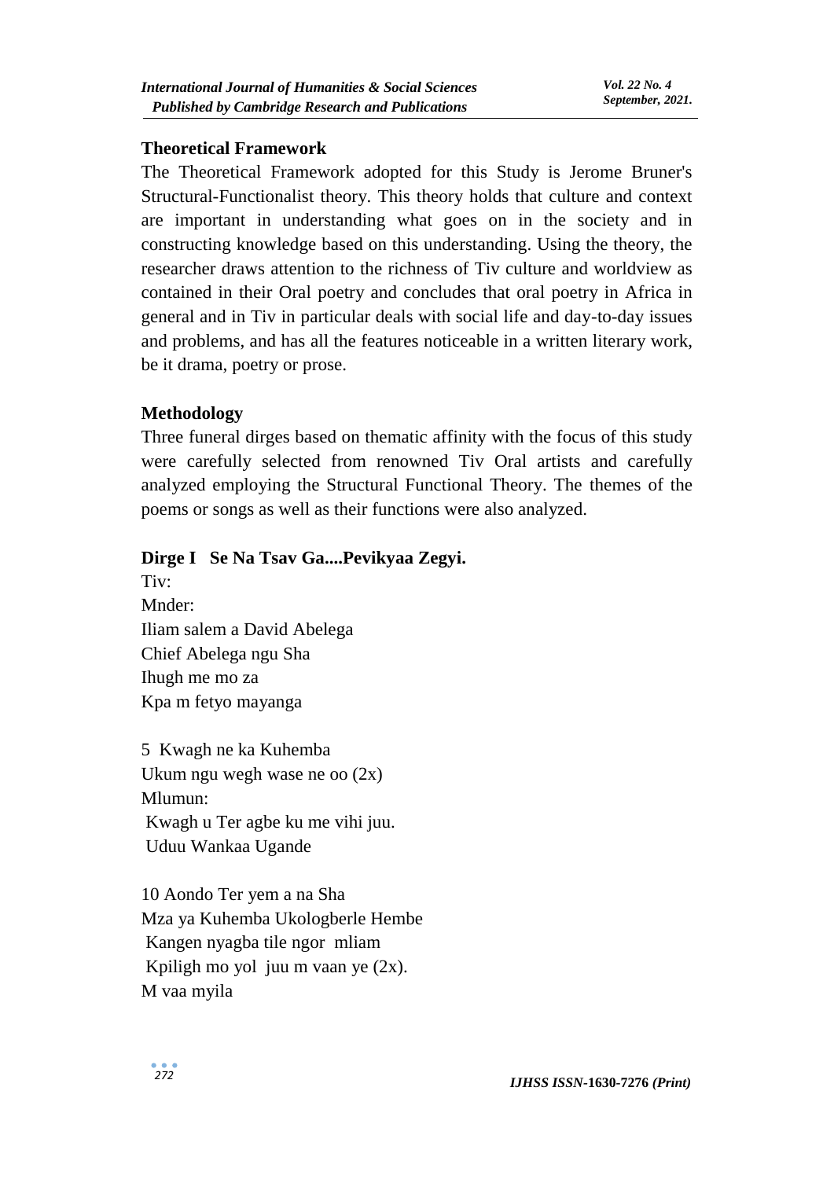## Theoretical Framework

The Theoretical Framework adopted for this Study is Jerome Bruner's Structural-Functionalist theory. This theory holds that culture and context are important in understanding what goes on in the society and in constructing knowledge based on this understanding. Using the theory, the researcher draws attention to the richness of Tiv culture and worldview as contained in their Oral poetry and concludes that oral poetry in Africa in general and in Tiv in particular deals with social life and day-to-day issues and problems, and has all the features noticeable in a written literary work, be it drama, poetry or prose.

## Methodology

Three funeral dirges based on thematic affinity with the focus of this study were carefully selected from renowned Tiv Oral artists and carefully analyzed employing the Structural Functional Theory. The themes of the poems or songs as well as their functions were also analyzed.

## Dirge I Se Na Tsav Ga....Pevikyaa Zegyi.

Tiv:
Mnder:
Iliam salem a David Abelega
Chief Abelega ngu Sha
Ihugh me mo za
Kpa m fetyo mayanga

5 Kwagh ne ka Kuhemba
Ukum ngu wegh wase ne oo (2x)
Mlumun:
Kwagh u Ter agbe ku me vihi juu.
Uduu Wankaa Ugande

10 Aondo Ter yem a na Sha
Mza ya Kuhemba Ukologberle Hembe
Kangen nyagba tile ngor mliam
Kpiligh mo yol juu m vaan ye (2x).
M vaa myila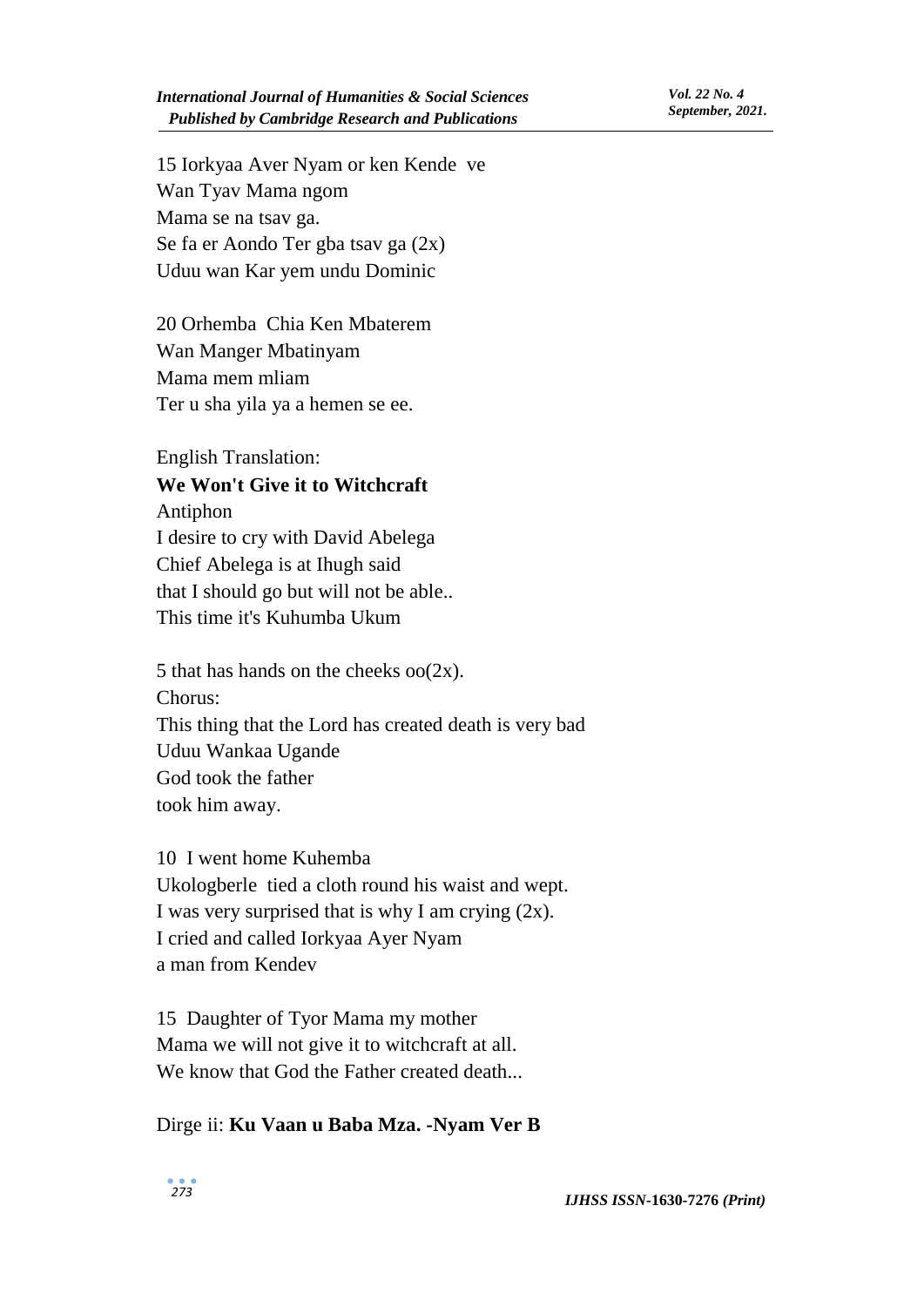15 Iorkyaa Aver Nyam or ken Kende ve
Wan Tyav Mama ngom
Mama se na tsav ga.
Se fa er Aondo Ter gba tsav ga (2x)
Uduu wan Kar yem undu Dominic

20 Orhemba Chia Ken Mbaterem
Wan Manger Mbatinyam
Mama mem mliam
Ter u sha yila ya a hemen se ee.

English Translation:

**We Won't Give it to Witchcraft**

Antiphon
I desire to cry with David Abelega
Chief Abelega is at Ihugh said
that I should go but will not be able..
This time it's Kuhumba Ukum

5 that has hands on the cheeks oo(2x).
Chorus:
This thing that the Lord has created death is very bad
Uduu Wankaa Ugande
God took the father
took him away.

10 I went home Kuhemba
Ukologberle tied a cloth round his waist and wept.
I was very surprised that is why I am crying (2x).
I cried and called Iorkyaa Ayer Nyam
a man from Kendev

15 Daughter of Tyor Mama my mother
Mama we will not give it to witchcraft at all.
We know that God the Father created death...

Dirge ii: **Ku Vaan u Baba Mza. -Nyam Ver B**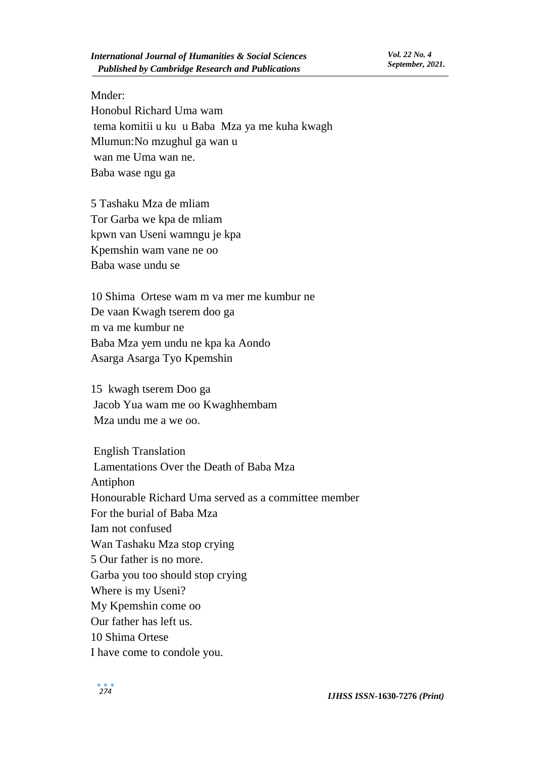Mnder:
Honobul Richard Uma wam
tema komitii u ku u Baba Mza ya me kuha kwagh
Mlumun:No mzughul ga wan u
wan me Uma wan ne.
Baba wase ngu ga

5 Tashaku Mza de mliam
Tor Garba we kpa de mliam
kpwn van Useni wamngu je kpa
Kpemshin wam vane ne oo
Baba wase undu se

10 Shima Ortese wam m va mer me kumbur ne
De vaan Kwagh tserem doo ga
m va me kumbur ne
Baba Mza yem undu ne kpa ka Aondo
Asarga Asarga Tyo Kpemshin

15 kwagh tserem Doo ga
Jacob Yua wam me oo Kwaghhembam
Mza undu me a we oo.

English Translation
Lamentations Over the Death of Baba Mza
Antiphon
Honourable Richard Uma served as a committee member
For the burial of Baba Mza
Iam not confused
Wan Tashaku Mza stop crying
5 Our father is no more.
Garba you too should stop crying
Where is my Useni?
My Kpemshin come oo
Our father has left us.
10 Shima Ortese
I have come to condole you.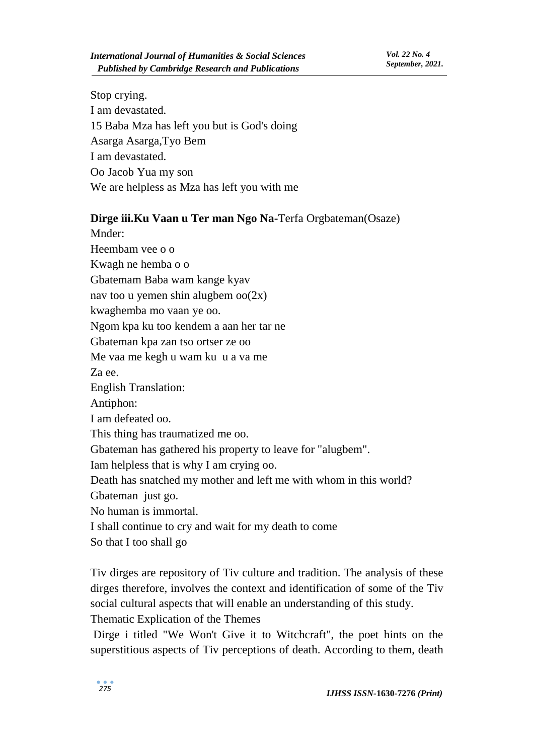Stop crying.
I am devastated.
15 Baba Mza has left you but is God's doing
Asarga Asarga,Tyo Bem
I am devastated.
Oo Jacob Yua my son
We are helpless as Mza has left you with me

**Dirge iii.Ku Vaan u Ter man Ngo Na-**Terfa Orgbateman(Osaze)
Mnder:
Heembam vee o o
Kwagh ne hemba o o
Gbatemam Baba wam kange kyav
nav too u yemen shin alugbem oo(2x)
kwaghemba mo vaan ye oo.
Ngom kpa ku too kendem a aan her tar ne
Gbateman kpa zan tso ortser ze oo
Me vaa me kegh u wam ku u a va me
Za ee.
English Translation:
Antiphon:
I am defeated oo.
This thing has traumatized me oo.
Gbateman has gathered his property to leave for "alugbem".
Iam helpless that is why I am crying oo.
Death has snatched my mother and left me with whom in this world?
Gbateman just go.
No human is immortal.
I shall continue to cry and wait for my death to come
So that I too shall go

Tiv dirges are repository of Tiv culture and tradition. The analysis of these dirges therefore, involves the context and identification of some of the Tiv social cultural aspects that will enable an understanding of this study.
Thematic Explication of the Themes
Dirge i titled "We Won't Give it to Witchcraft", the poet hints on the superstitious aspects of Tiv perceptions of death. According to them, death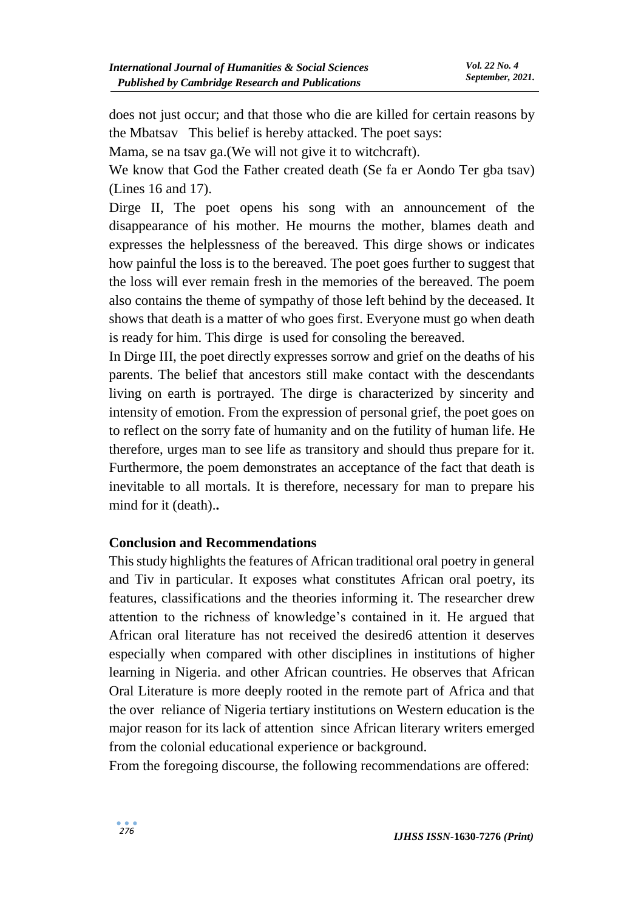does not just occur; and that those who die are killed for certain reasons by the Mbatsav This belief is hereby attacked. The poet says:

Mama, se na tsav ga.(We will not give it to witchcraft).

We know that God the Father created death (Se fa er Aondo Ter gba tsav) (Lines 16 and 17).

Dirge II, The poet opens his song with an announcement of the disappearance of his mother. He mourns the mother, blames death and expresses the helplessness of the bereaved. This dirge shows or indicates how painful the loss is to the bereaved. The poet goes further to suggest that the loss will ever remain fresh in the memories of the bereaved. The poem also contains the theme of sympathy of those left behind by the deceased. It shows that death is a matter of who goes first. Everyone must go when death is ready for him. This dirge is used for consoling the bereaved.

In Dirge III, the poet directly expresses sorrow and grief on the deaths of his parents. The belief that ancestors still make contact with the descendants living on earth is portrayed. The dirge is characterized by sincerity and intensity of emotion. From the expression of personal grief, the poet goes on to reflect on the sorry fate of humanity and on the futility of human life. He therefore, urges man to see life as transitory and should thus prepare for it. Furthermore, the poem demonstrates an acceptance of the fact that death is inevitable to all mortals. It is therefore, necessary for man to prepare his mind for it (death)**..**

## Conclusion and Recommendations

This study highlights the features of African traditional oral poetry in general and Tiv in particular. It exposes what constitutes African oral poetry, its features, classifications and the theories informing it. The researcher drew attention to the richness of knowledge's contained in it. He argued that African oral literature has not received the desired6 attention it deserves especially when compared with other disciplines in institutions of higher learning in Nigeria. and other African countries. He observes that African Oral Literature is more deeply rooted in the remote part of Africa and that the over reliance of Nigeria tertiary institutions on Western education is the major reason for its lack of attention since African literary writers emerged from the colonial educational experience or background.

From the foregoing discourse, the following recommendations are offered: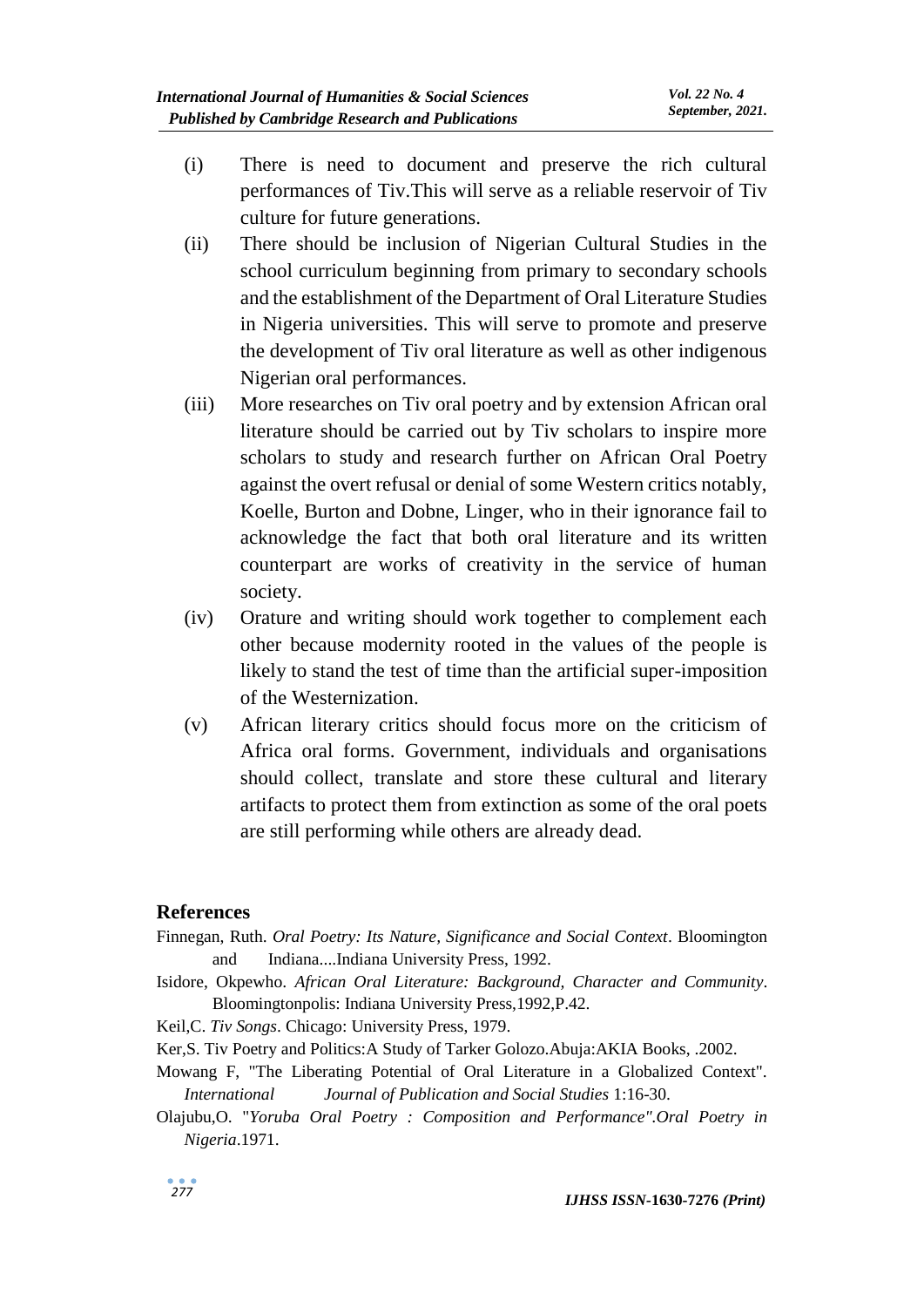(i) There is need to document and preserve the rich cultural performances of Tiv.This will serve as a reliable reservoir of Tiv culture for future generations.

(ii) There should be inclusion of Nigerian Cultural Studies in the school curriculum beginning from primary to secondary schools and the establishment of the Department of Oral Literature Studies in Nigeria universities. This will serve to promote and preserve the development of Tiv oral literature as well as other indigenous Nigerian oral performances.

(iii) More researches on Tiv oral poetry and by extension African oral literature should be carried out by Tiv scholars to inspire more scholars to study and research further on African Oral Poetry against the overt refusal or denial of some Western critics notably, Koelle, Burton and Dobne, Linger, who in their ignorance fail to acknowledge the fact that both oral literature and its written counterpart are works of creativity in the service of human society.

(iv) Orature and writing should work together to complement each other because modernity rooted in the values of the people is likely to stand the test of time than the artificial super-imposition of the Westernization.

(v) African literary critics should focus more on the criticism of Africa oral forms. Government, individuals and organisations should collect, translate and store these cultural and literary artifacts to protect them from extinction as some of the oral poets are still performing while others are already dead.

## References

Finnegan, Ruth. *Oral Poetry: Its Nature, Significance and Social Context*. Bloomington and Indiana....Indiana University Press, 1992.

Isidore, Okpewho. *African Oral Literature: Background, Character and Community*. Bloomingtonpolis: Indiana University Press,1992,P.42.

Keil,C. *Tiv Songs*. Chicago: University Press, 1979.

Ker,S. Tiv Poetry and Politics:A Study of Tarker Golozo.Abuja:AKIA Books, .2002.

Mowang F, "The Liberating Potential of Oral Literature in a Globalized Context". *International Journal of Publication and Social Studies* 1:16-30.

Olajubu,O. "*Yoruba Oral Poetry : Composition and Performance".Oral Poetry in Nigeria*.1971.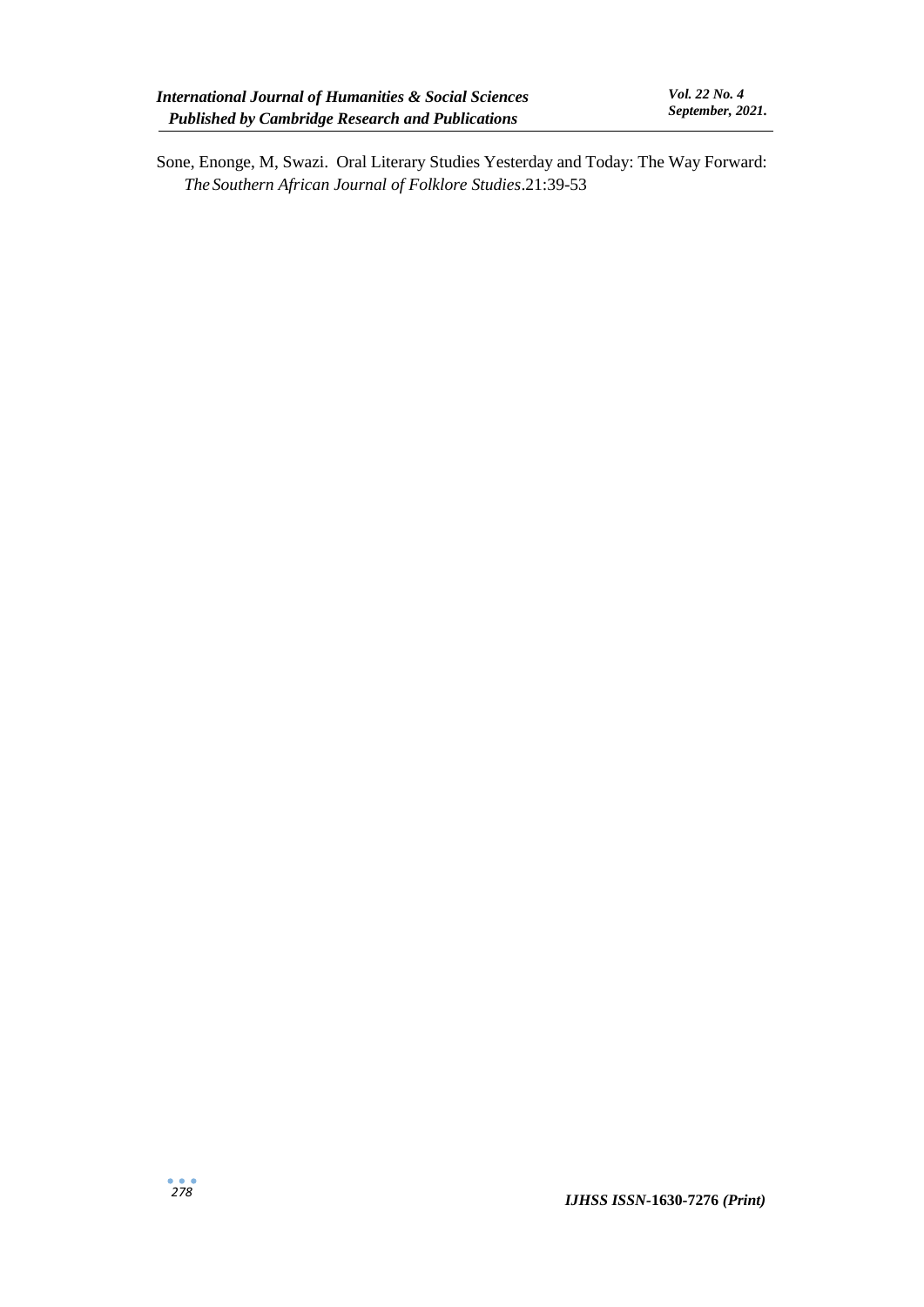Sone, Enonge, M, Swazi. Oral Literary Studies Yesterday and Today: The Way Forward: *The Southern African Journal of Folklore Studies*.21:39-53